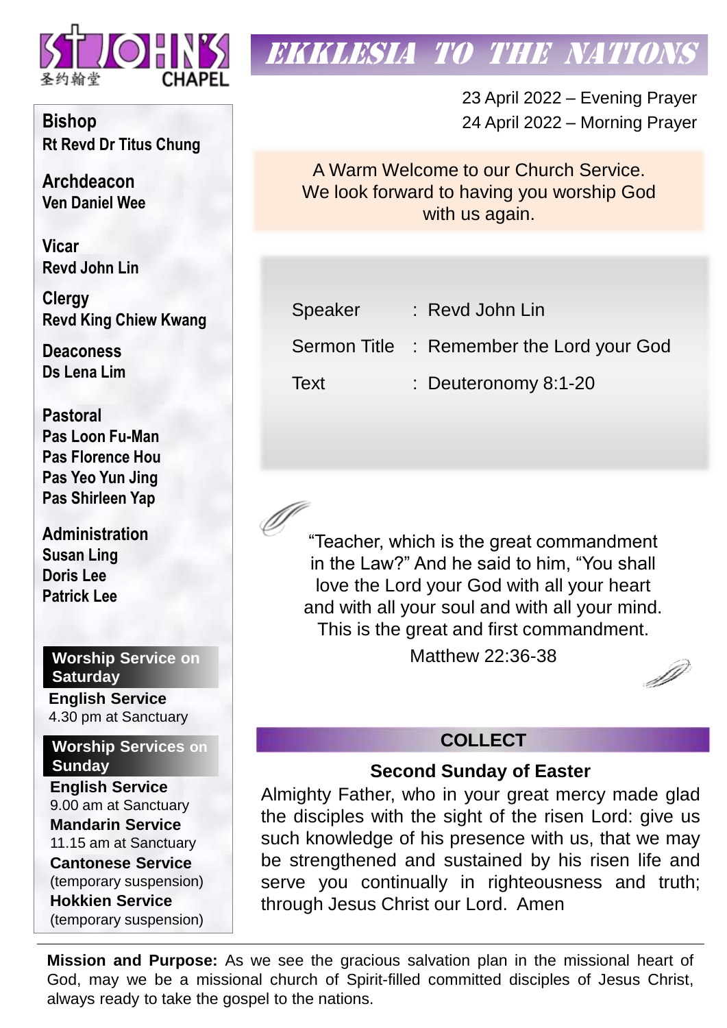ST JOHN'S CHAPEL
圣约翰堂

# EKKLESIA TO THE NATIONS

23 April 2022 – Evening Prayer
24 April 2022 – Morning Prayer

A Warm Welcome to our Church Service.
We look forward to having you worship God with us again.

| | | |
|---|---|---|
| Speaker | : | Revd John Lin |
| Sermon Title | : | Remember the Lord your God |
| Text | : | Deuteronomy 8:1-20 |

"Teacher, which is the great commandment in the Law?" And he said to him, "You shall love the Lord your God with all your heart and with all your soul and with all your mind. This is the great and first commandment.

Matthew 22:36-38

## COLLECT

### Second Sunday of Easter

Almighty Father, who in your great mercy made glad the disciples with the sight of the risen Lord: give us such knowledge of his presence with us, that we may be strengthened and sustained by his risen life and serve you continually in righteousness and truth; through Jesus Christ our Lord. Amen

**Bishop**
Rt Revd Dr Titus Chung

**Archdeacon**
Ven Daniel Wee

**Vicar**
Revd John Lin

**Clergy**
Revd King Chiew Kwang

**Deaconess**
Ds Lena Lim

**Pastoral**
Pas Loon Fu-Man
Pas Florence Hou
Pas Yeo Yun Jing
Pas Shirleen Yap

**Administration**
Susan Ling
Doris Lee
Patrick Lee

**Worship Service on Saturday**

**English Service**
4.30 pm at Sanctuary

**Worship Services on Sunday**

**English Service**
9.00 am at Sanctuary

**Mandarin Service**
11.15 am at Sanctuary

**Cantonese Service**
(temporary suspension)

**Hokkien Service**
(temporary suspension)

**Mission and Purpose:** As we see the gracious salvation plan in the missional heart of God, may we be a missional church of Spirit-filled committed disciples of Jesus Christ, always ready to take the gospel to the nations.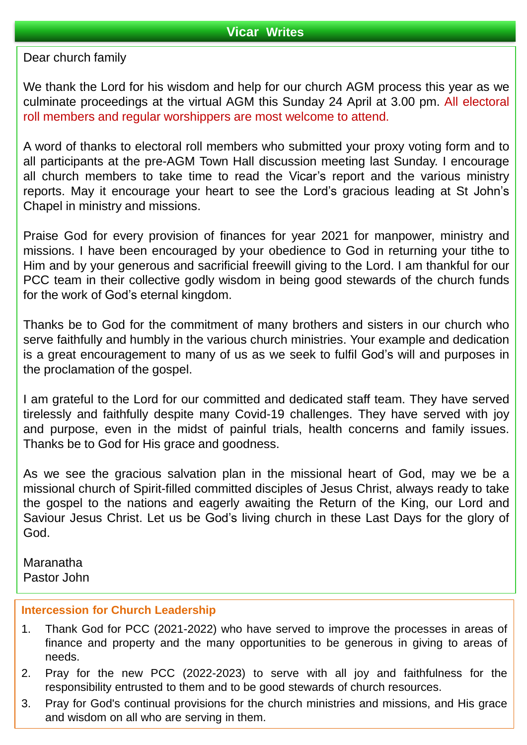## Vicar Writes

Dear church family

We thank the Lord for his wisdom and help for our church AGM process this year as we culminate proceedings at the virtual AGM this Sunday 24 April at 3.00 pm. All electoral roll members and regular worshippers are most welcome to attend.

A word of thanks to electoral roll members who submitted your proxy voting form and to all participants at the pre-AGM Town Hall discussion meeting last Sunday. I encourage all church members to take time to read the Vicar's report and the various ministry reports. May it encourage your heart to see the Lord's gracious leading at St John's Chapel in ministry and missions.

Praise God for every provision of finances for year 2021 for manpower, ministry and missions. I have been encouraged by your obedience to God in returning your tithe to Him and by your generous and sacrificial freewill giving to the Lord. I am thankful for our PCC team in their collective godly wisdom in being good stewards of the church funds for the work of God's eternal kingdom.

Thanks be to God for the commitment of many brothers and sisters in our church who serve faithfully and humbly in the various church ministries. Your example and dedication is a great encouragement to many of us as we seek to fulfil God's will and purposes in the proclamation of the gospel.

I am grateful to the Lord for our committed and dedicated staff team. They have served tirelessly and faithfully despite many Covid-19 challenges. They have served with joy and purpose, even in the midst of painful trials, health concerns and family issues. Thanks be to God for His grace and goodness.

As we see the gracious salvation plan in the missional heart of God, may we be a missional church of Spirit-filled committed disciples of Jesus Christ, always ready to take the gospel to the nations and eagerly awaiting the Return of the King, our Lord and Saviour Jesus Christ. Let us be God's living church in these Last Days for the glory of God.

Maranatha
Pastor John

### Intercession for Church Leadership

1. Thank God for PCC (2021-2022) who have served to improve the processes in areas of finance and property and the many opportunities to be generous in giving to areas of needs.
2. Pray for the new PCC (2022-2023) to serve with all joy and faithfulness for the responsibility entrusted to them and to be good stewards of church resources.
3. Pray for God's continual provisions for the church ministries and missions, and His grace and wisdom on all who are serving in them.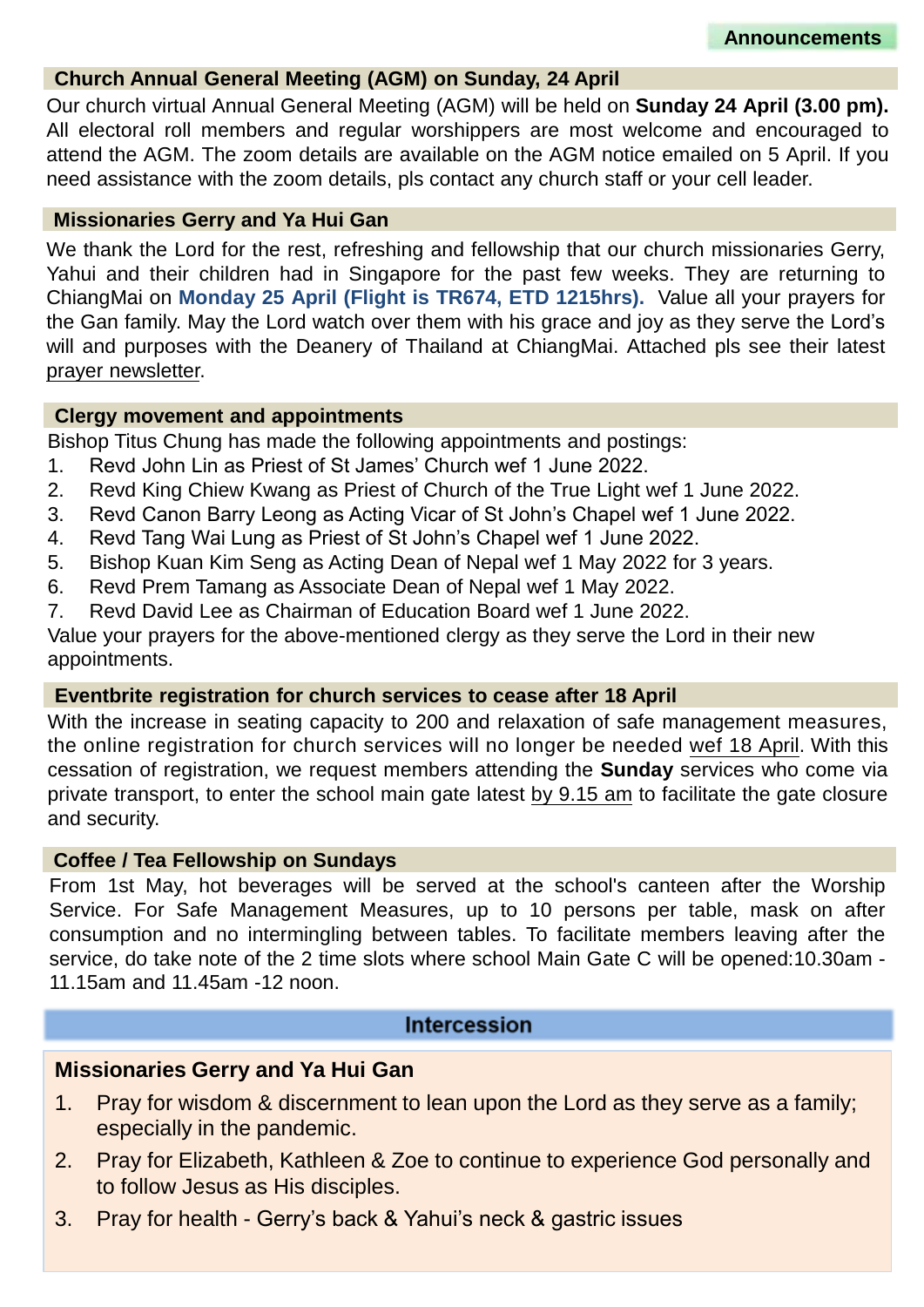## Announcements

### Church Annual General Meeting (AGM) on Sunday, 24 April

Our church virtual Annual General Meeting (AGM) will be held on **Sunday 24 April (3.00 pm).** All electoral roll members and regular worshippers are most welcome and encouraged to attend the AGM. The zoom details are available on the AGM notice emailed on 5 April. If you need assistance with the zoom details, pls contact any church staff or your cell leader.

### Missionaries Gerry and Ya Hui Gan

We thank the Lord for the rest, refreshing and fellowship that our church missionaries Gerry, Yahui and their children had in Singapore for the past few weeks. They are returning to ChiangMai on **Monday 25 April (Flight is TR674, ETD 1215hrs).** Value all your prayers for the Gan family. May the Lord watch over them with his grace and joy as they serve the Lord's will and purposes with the Deanery of Thailand at ChiangMai. Attached pls see their latest prayer newsletter.

### Clergy movement and appointments

Bishop Titus Chung has made the following appointments and postings:

1. Revd John Lin as Priest of St James' Church wef 1 June 2022.
2. Revd King Chiew Kwang as Priest of Church of the True Light wef 1 June 2022.
3. Revd Canon Barry Leong as Acting Vicar of St John's Chapel wef 1 June 2022.
4. Revd Tang Wai Lung as Priest of St John's Chapel wef 1 June 2022.
5. Bishop Kuan Kim Seng as Acting Dean of Nepal wef 1 May 2022 for 3 years.
6. Revd Prem Tamang as Associate Dean of Nepal wef 1 May 2022.
7. Revd David Lee as Chairman of Education Board wef 1 June 2022.

Value your prayers for the above-mentioned clergy as they serve the Lord in their new appointments.

### Eventbrite registration for church services to cease after 18 April

With the increase in seating capacity to 200 and relaxation of safe management measures, the online registration for church services will no longer be needed wef 18 April. With this cessation of registration, we request members attending the **Sunday** services who come via private transport, to enter the school main gate latest by 9.15 am to facilitate the gate closure and security.

### Coffee / Tea Fellowship on Sundays

From 1st May, hot beverages will be served at the school's canteen after the Worship Service. For Safe Management Measures, up to 10 persons per table, mask on after consumption and no intermingling between tables. To facilitate members leaving after the service, do take note of the 2 time slots where school Main Gate C will be opened:10.30am - 11.15am and 11.45am -12 noon.

## Intercession

### Missionaries Gerry and Ya Hui Gan

1. Pray for wisdom & discernment to lean upon the Lord as they serve as a family; especially in the pandemic.
2. Pray for Elizabeth, Kathleen & Zoe to continue to experience God personally and to follow Jesus as His disciples.
3. Pray for health - Gerry's back & Yahui's neck & gastric issues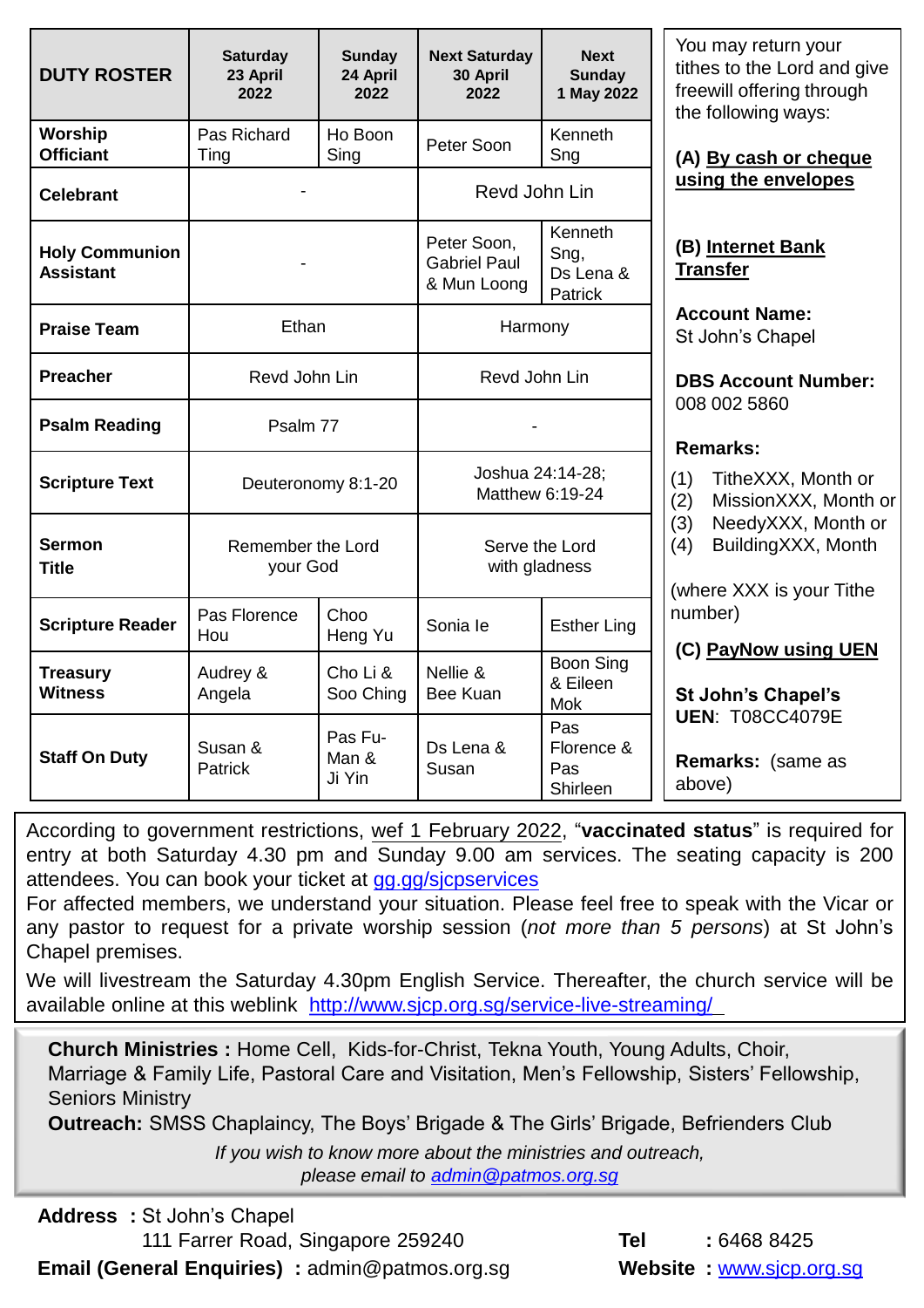| DUTY ROSTER | Saturday 23 April 2022 | Sunday 24 April 2022 | Next Saturday 30 April 2022 | Next Sunday 1 May 2022 |
|---|---|---|---|---|
| **Worship Officiant** | Pas Richard Ting | Ho Boon Sing | Peter Soon | Kenneth Sng |
| **Celebrant** | - | | Revd John Lin | |
| **Holy Communion Assistant** | - | | Peter Soon, Gabriel Paul & Mun Loong | Kenneth Sng, Ds Lena & Patrick |
| **Praise Team** | Ethan | | Harmony | |
| **Preacher** | Revd John Lin | | Revd John Lin | |
| **Psalm Reading** | Psalm 77 | | - | |
| **Scripture Text** | Deuteronomy 8:1-20 | | Joshua 24:14-28; Matthew 6:19-24 | |
| **Sermon Title** | Remember the Lord your God | | Serve the Lord with gladness | |
| **Scripture Reader** | Pas Florence Hou | Choo Heng Yu | Sonia Ie | Esther Ling |
| **Treasury Witness** | Audrey & Angela | Cho Li & Soo Ching | Nellie & Bee Kuan | Boon Sing & Eileen Mok |
| **Staff On Duty** | Susan & Patrick | Pas Fu-Man & Ji Yin | Ds Lena & Susan | Pas Florence & Pas Shirleen |

You may return your tithes to the Lord and give freewill offering through the following ways:

**(A) By cash or cheque using the envelopes**

**(B) Internet Bank Transfer**

**Account Name:** St John's Chapel

**DBS Account Number:** 008 002 5860

**Remarks:**

(1) TitheXXX, Month or
(2) MissionXXX, Month or
(3) NeedyXXX, Month or
(4) BuildingXXX, Month

(where XXX is your Tithe number)

**(C) PayNow using UEN**

**St John's Chapel's UEN**: T08CC4079E

**Remarks:** (same as above)

According to government restrictions, wef 1 February 2022, "**vaccinated status**" is required for entry at both Saturday 4.30 pm and Sunday 9.00 am services. The seating capacity is 200 attendees. You can book your ticket at gg.gg/sjcpservices

For affected members, we understand your situation. Please feel free to speak with the Vicar or any pastor to request for a private worship session (*not more than 5 persons*) at St John's Chapel premises.

We will livestream the Saturday 4.30pm English Service. Thereafter, the church service will be available online at this weblink http://www.sjcp.org.sg/service-live-streaming/

**Church Ministries :** Home Cell, Kids-for-Christ, Tekna Youth, Young Adults, Choir, Marriage & Family Life, Pastoral Care and Visitation, Men's Fellowship, Sisters' Fellowship, Seniors Ministry

**Outreach:** SMSS Chaplaincy, The Boys' Brigade & The Girls' Brigade, Befrienders Club

*If you wish to know more about the ministries and outreach, please email to admin@patmos.org.sg*

**Address :** St John's Chapel
111 Farrer Road, Singapore 259240

**Email (General Enquiries) :** admin@patmos.org.sg

**Tel :** 6468 8425

**Website :** www.sjcp.org.sg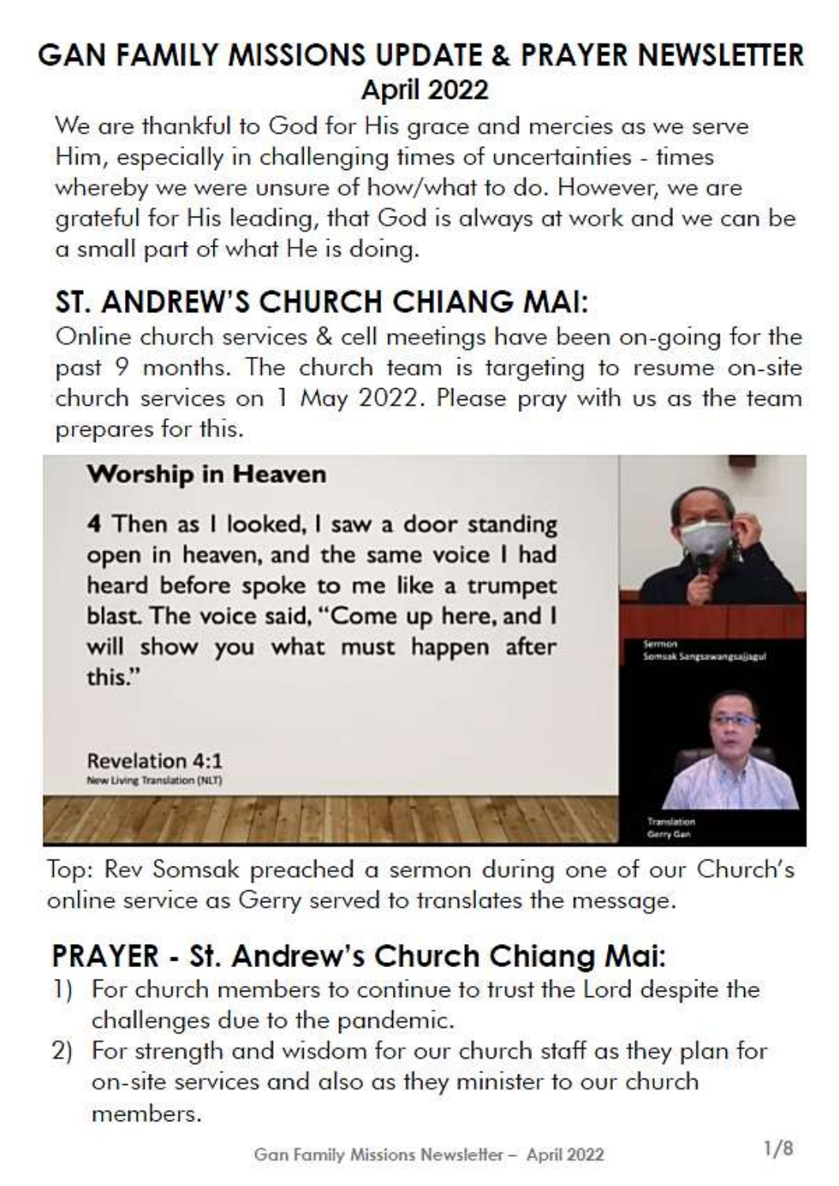# GAN FAMILY MISSIONS UPDATE & PRAYER NEWSLETTER
## April 2022

We are thankful to God for His grace and mercies as we serve Him, especially in challenging times of uncertainties - times whereby we were unsure of how/what to do. However, we are grateful for His leading, that God is always at work and we can be a small part of what He is doing.

## ST. ANDREW'S CHURCH CHIANG MAI:

Online church services & cell meetings have been on-going for the past 9 months. The church team is targeting to resume on-site church services on 1 May 2022. Please pray with us as the team prepares for this.

**Worship in Heaven**

**4 Then as I looked, I saw a door standing open in heaven, and the same voice I had heard before spoke to me like a trumpet blast. The voice said, "Come up here, and I will show you what must happen after this."**

**Revelation 4:1**
New Living Translation (NLT)

Sermon
Somsak Sangsawangsajjagul

Translation
Gerry Gan

Top: Rev Somsak preached a sermon during one of our Church's online service as Gerry served to translates the message.

## PRAYER - St. Andrew's Church Chiang Mai:

1) For church members to continue to trust the Lord despite the challenges due to the pandemic.
2) For strength and wisdom for our church staff as they plan for on-site services and also as they minister to our church members.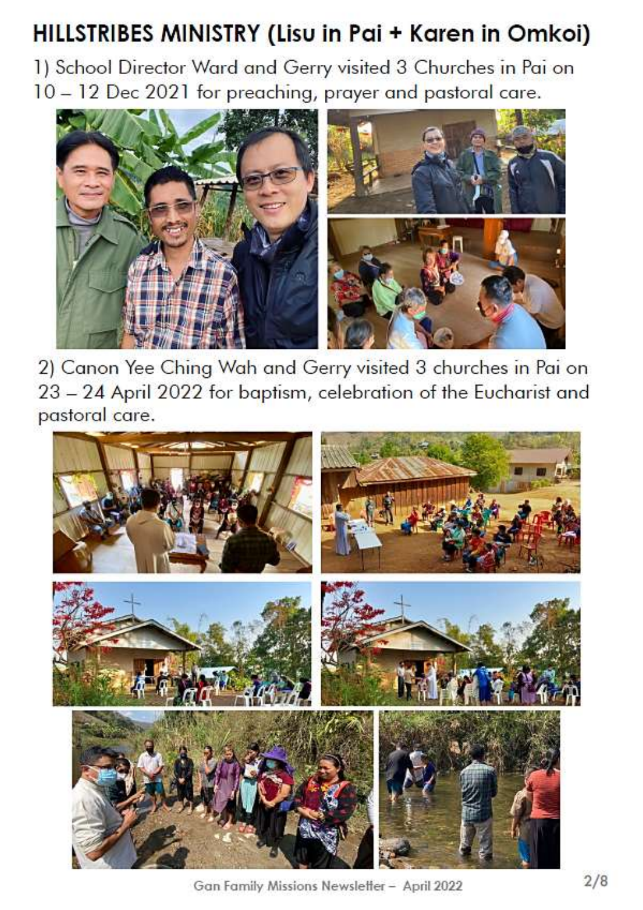# HILLSTRIBES MINISTRY (Lisu in Pai + Karen in Omkoi)

1) School Director Ward and Gerry visited 3 Churches in Pai on 10 – 12 Dec 2021 for preaching, prayer and pastoral care.

2) Canon Yee Ching Wah and Gerry visited 3 churches in Pai on 23 – 24 April 2022 for baptism, celebration of the Eucharist and pastoral care.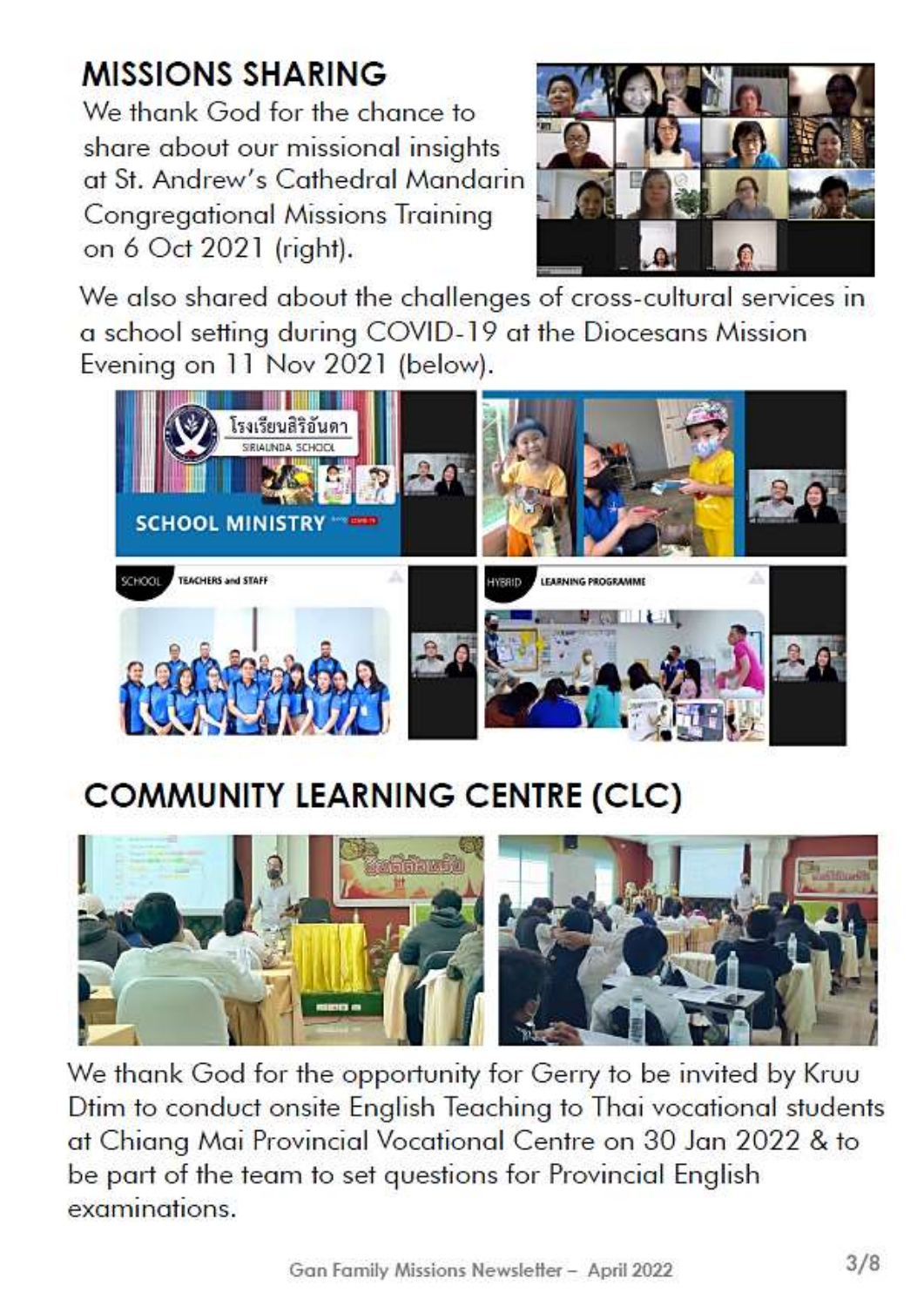## MISSIONS SHARING

We thank God for the chance to share about our missional insights at St. Andrew's Cathedral Mandarin Congregational Missions Training on 6 Oct 2021 (right).

We also shared about the challenges of cross-cultural services in a school setting during COVID-19 at the Diocesans Mission Evening on 11 Nov 2021 (below).

## COMMUNITY LEARNING CENTRE (CLC)

We thank God for the opportunity for Gerry to be invited by Kruu Dtim to conduct onsite English Teaching to Thai vocational students at Chiang Mai Provincial Vocational Centre on 30 Jan 2022 & to be part of the team to set questions for Provincial English examinations.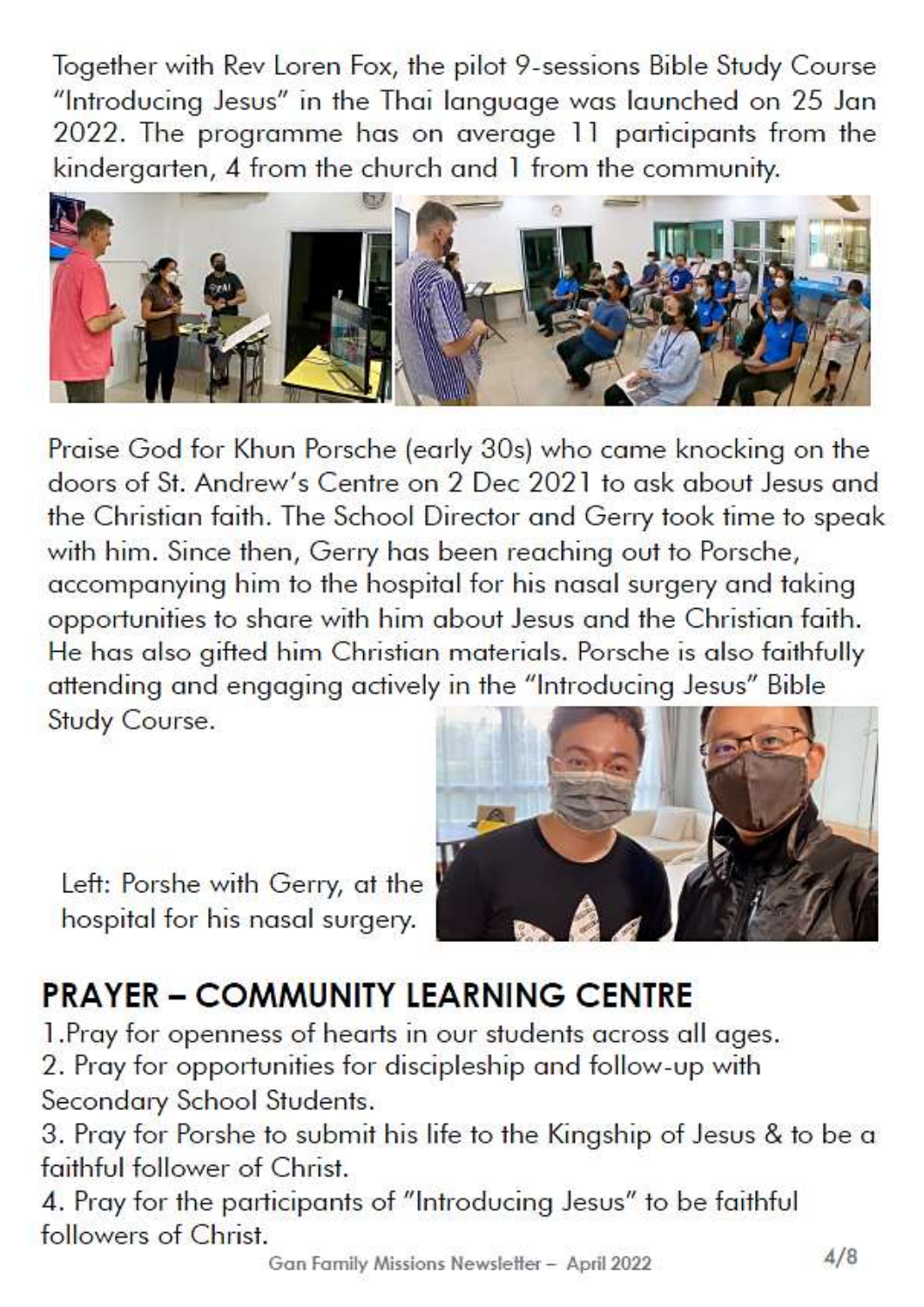Together with Rev Loren Fox, the pilot 9-sessions Bible Study Course "Introducing Jesus" in the Thai language was launched on 25 Jan 2022. The programme has on average 11 participants from the kindergarten, 4 from the church and 1 from the community.

Praise God for Khun Porsche (early 30s) who came knocking on the doors of St. Andrew's Centre on 2 Dec 2021 to ask about Jesus and the Christian faith. The School Director and Gerry took time to speak with him. Since then, Gerry has been reaching out to Porsche, accompanying him to the hospital for his nasal surgery and taking opportunities to share with him about Jesus and the Christian faith. He has also gifted him Christian materials. Porsche is also faithfully attending and engaging actively in the "Introducing Jesus" Bible Study Course.

Left: Porshe with Gerry, at the hospital for his nasal surgery.

## PRAYER – COMMUNITY LEARNING CENTRE

1. Pray for openness of hearts in our students across all ages.
2. Pray for opportunities for discipleship and follow-up with Secondary School Students.
3. Pray for Porshe to submit his life to the Kingship of Jesus & to be a faithful follower of Christ.
4. Pray for the participants of "Introducing Jesus" to be faithful followers of Christ.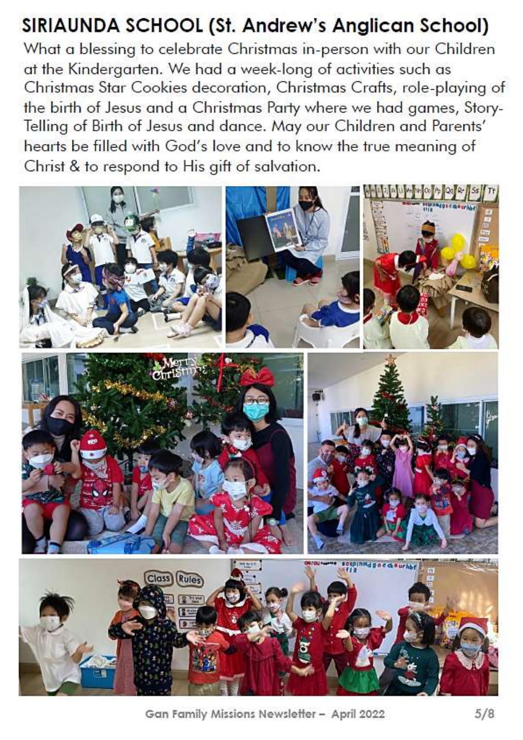# SIRIAUNDA SCHOOL (St. Andrew's Anglican School)

What a blessing to celebrate Christmas in-person with our Children at the Kindergarten. We had a week-long of activities such as Christmas Star Cookies decoration, Christmas Crafts, role-playing of the birth of Jesus and a Christmas Party where we had games, Story-Telling of Birth of Jesus and dance. May our Children and Parents' hearts be filled with God's love and to know the true meaning of Christ & to respond to His gift of salvation.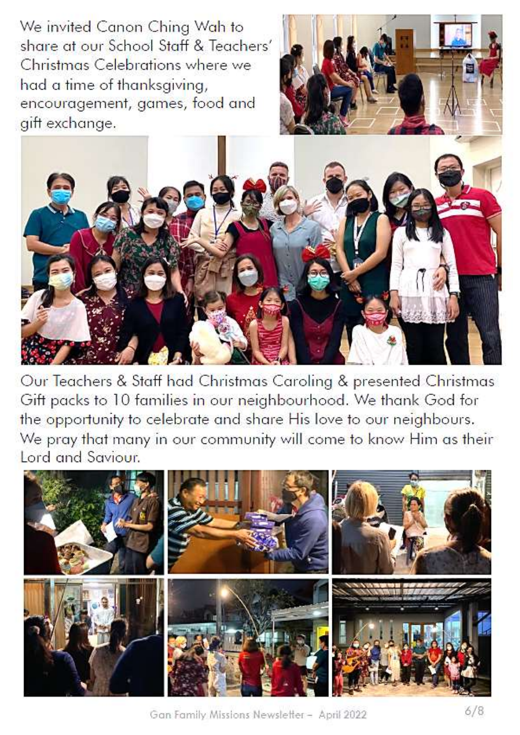We invited Canon Ching Wah to share at our School Staff & Teachers' Christmas Celebrations where we had a time of thanksgiving, encouragement, games, food and gift exchange.

Our Teachers & Staff had Christmas Caroling & presented Christmas Gift packs to 10 families in our neighbourhood. We thank God for the opportunity to celebrate and share His love to our neighbours. We pray that many in our community will come to know Him as their Lord and Saviour.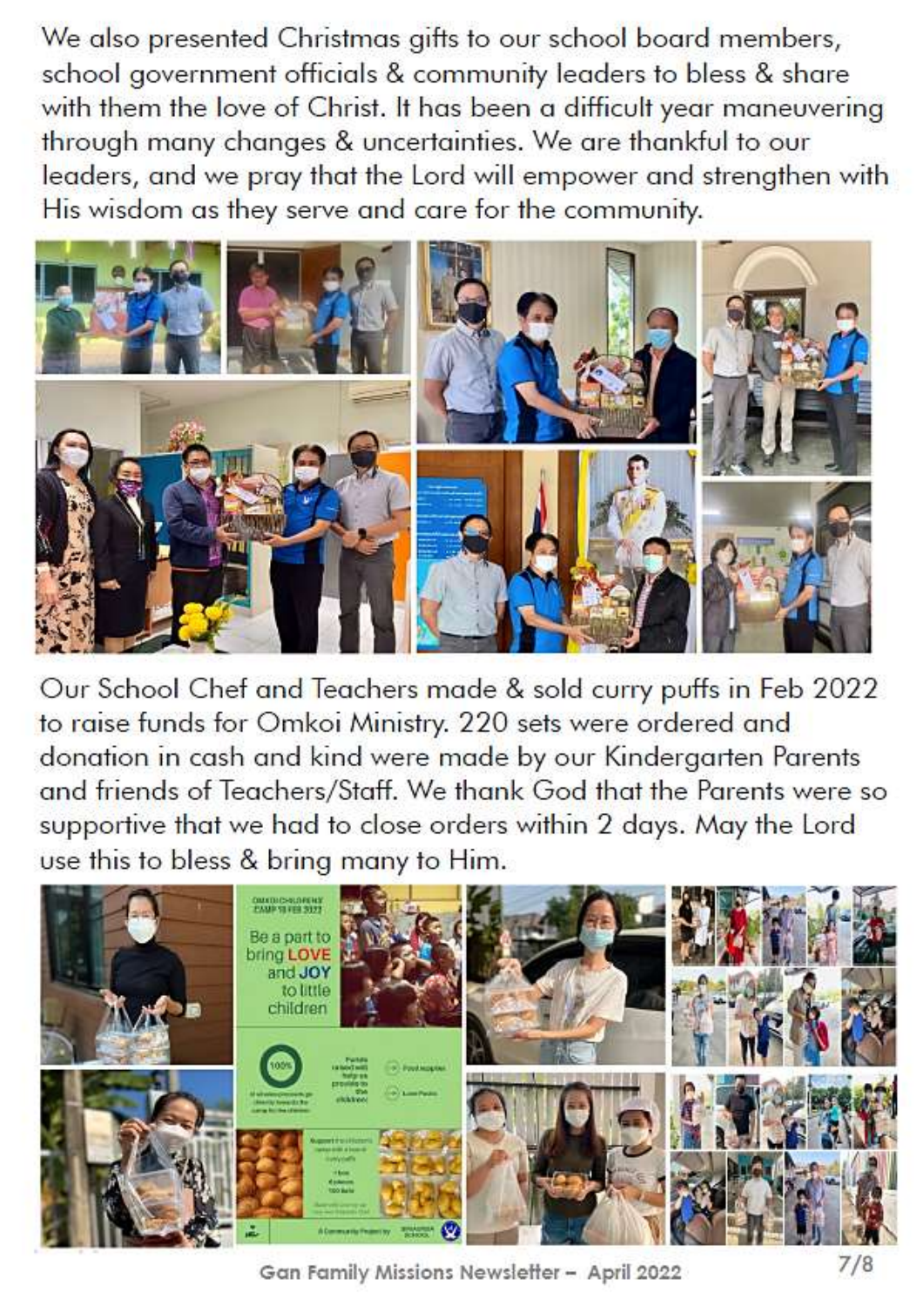We also presented Christmas gifts to our school board members, school government officials & community leaders to bless & share with them the love of Christ. It has been a difficult year maneuvering through many changes & uncertainties. We are thankful to our leaders, and we pray that the Lord will empower and strengthen with His wisdom as they serve and care for the community.

Our School Chef and Teachers made & sold curry puffs in Feb 2022 to raise funds for Omkoi Ministry. 220 sets were ordered and donation in cash and kind were made by our Kindergarten Parents and friends of Teachers/Staff. We thank God that the Parents were so supportive that we had to close orders within 2 days. May the Lord use this to bless & bring many to Him.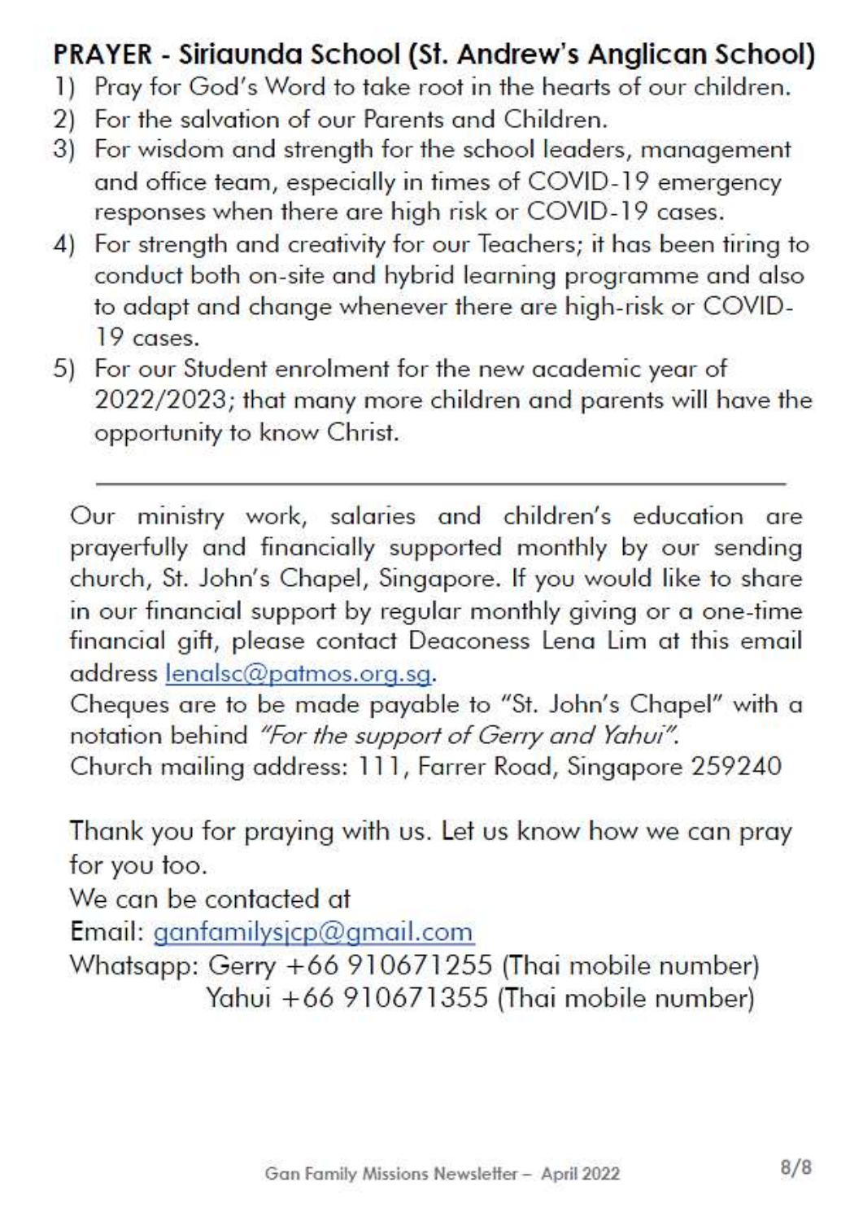## PRAYER - Siriaunda School (St. Andrew's Anglican School)

1) Pray for God's Word to take root in the hearts of our children.
2) For the salvation of our Parents and Children.
3) For wisdom and strength for the school leaders, management and office team, especially in times of COVID-19 emergency responses when there are high risk or COVID-19 cases.
4) For strength and creativity for our Teachers; it has been tiring to conduct both on-site and hybrid learning programme and also to adapt and change whenever there are high-risk or COVID-19 cases.
5) For our Student enrolment for the new academic year of 2022/2023; that many more children and parents will have the opportunity to know Christ.

---

Our ministry work, salaries and children's education are prayerfully and financially supported monthly by our sending church, St. John's Chapel, Singapore. If you would like to share in our financial support by regular monthly giving or a one-time financial gift, please contact Deaconess Lena Lim at this email address lenalsc@patmos.org.sg.

Cheques are to be made payable to "St. John's Chapel" with a notation behind *"For the support of Gerry and Yahui"*.

Church mailing address: 111, Farrer Road, Singapore 259240

Thank you for praying with us. Let us know how we can pray for you too.

We can be contacted at

Email: ganfamilysjcp@gmail.com

Whatsapp: Gerry +66 910671255 (Thai mobile number)
Yahui +66 910671355 (Thai mobile number)